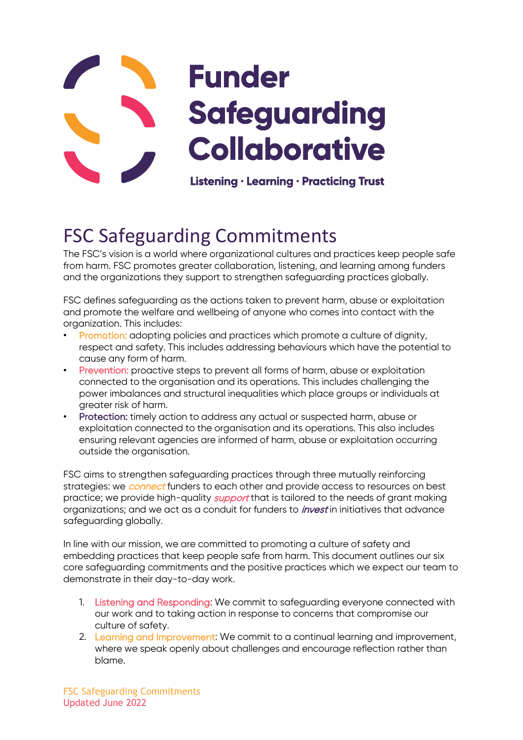# Funder Safeguarding Collaborative

**Listening · Learning · Practicing Trust**

## FSC Safeguarding Commitments

The FSC's vision is a world where organizational cultures and practices keep people safe from harm. FSC promotes greater collaboration, listening, and learning among funders and the organizations they support to strengthen safeguarding practices globally.

FSC defines safeguarding as the actions taken to prevent harm, abuse or exploitation and promote the welfare and wellbeing of anyone who comes into contact with the organization. This includes:

- Promotion: adopting policies and practices which promote a culture of dignity, respect and safety. This includes addressing behaviours which have the potential to cause any form of harm.
- Prevention: proactive steps to prevent all forms of harm, abuse or exploitation connected to the organisation and its operations. This includes challenging the power imbalances and structural inequalities which place groups or individuals at greater risk of harm.
- Protection: timely action to address any actual or suspected harm, abuse or exploitation connected to the organisation and its operations. This also includes ensuring relevant agencies are informed of harm, abuse or exploitation occurring outside the organisation.

FSC aims to strengthen safeguarding practices through three mutually reinforcing strategies: we *connect* funders to each other and provide access to resources on best practice; we provide high-quality *support* that is tailored to the needs of grant making organizations; and we act as a conduit for funders to *invest* in initiatives that advance safeguarding globally.

In line with our mission, we are committed to promoting a culture of safety and embedding practices that keep people safe from harm. This document outlines our six core safeguarding commitments and the positive practices which we expect our team to demonstrate in their day-to-day work.

1. Listening and Responding: We commit to safeguarding everyone connected with our work and to taking action in response to concerns that compromise our culture of safety.
2. Learning and Improvement: We commit to a continual learning and improvement, where we speak openly about challenges and encourage reflection rather than blame.

FSC Safeguarding Commitments
Updated June 2022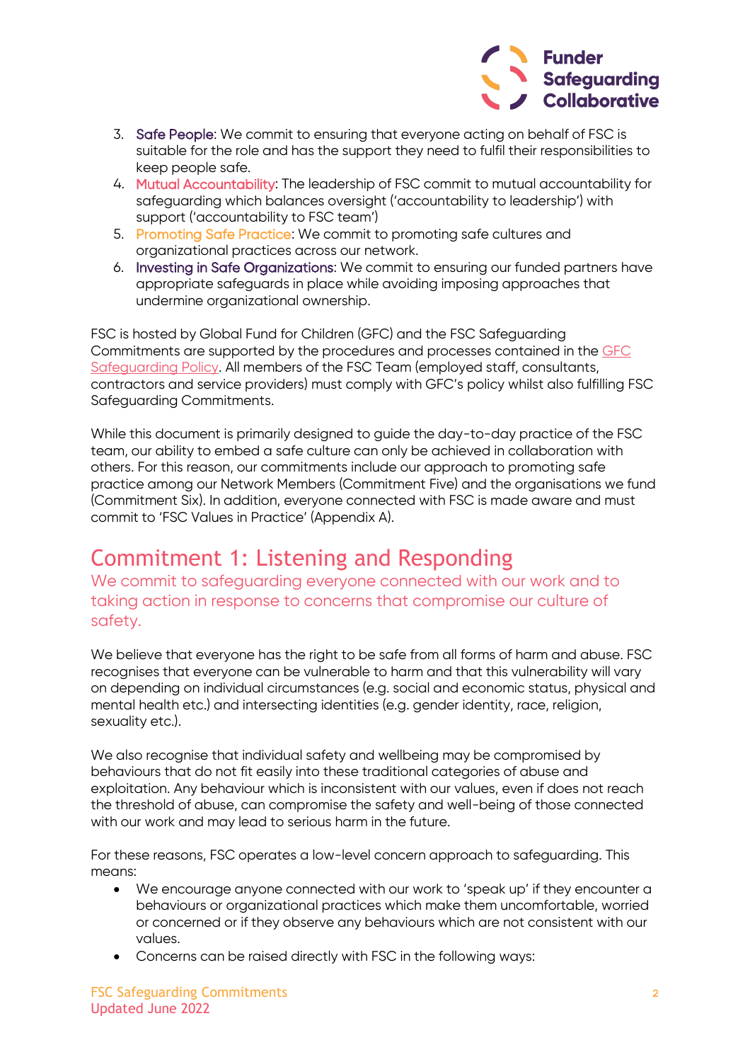3. **Safe People**: We commit to ensuring that everyone acting on behalf of FSC is suitable for the role and has the support they need to fulfil their responsibilities to keep people safe.
4. **Mutual Accountability**: The leadership of FSC commit to mutual accountability for safeguarding which balances oversight ('accountability to leadership') with support ('accountability to FSC team')
5. **Promoting Safe Practice**: We commit to promoting safe cultures and organizational practices across our network.
6. **Investing in Safe Organizations**: We commit to ensuring our funded partners have appropriate safeguards in place while avoiding imposing approaches that undermine organizational ownership.

FSC is hosted by Global Fund for Children (GFC) and the FSC Safeguarding Commitments are supported by the procedures and processes contained in the GFC Safeguarding Policy. All members of the FSC Team (employed staff, consultants, contractors and service providers) must comply with GFC's policy whilst also fulfilling FSC Safeguarding Commitments.

While this document is primarily designed to guide the day-to-day practice of the FSC team, our ability to embed a safe culture can only be achieved in collaboration with others. For this reason, our commitments include our approach to promoting safe practice among our Network Members (Commitment Five) and the organisations we fund (Commitment Six). In addition, everyone connected with FSC is made aware and must commit to 'FSC Values in Practice' (Appendix A).

## Commitment 1: Listening and Responding

### We commit to safeguarding everyone connected with our work and to taking action in response to concerns that compromise our culture of safety.

We believe that everyone has the right to be safe from all forms of harm and abuse. FSC recognises that everyone can be vulnerable to harm and that this vulnerability will vary on depending on individual circumstances (e.g. social and economic status, physical and mental health etc.) and intersecting identities (e.g. gender identity, race, religion, sexuality etc.).

We also recognise that individual safety and wellbeing may be compromised by behaviours that do not fit easily into these traditional categories of abuse and exploitation. Any behaviour which is inconsistent with our values, even if does not reach the threshold of abuse, can compromise the safety and well-being of those connected with our work and may lead to serious harm in the future.

For these reasons, FSC operates a low-level concern approach to safeguarding. This means:

- We encourage anyone connected with our work to 'speak up' if they encounter a behaviours or organizational practices which make them uncomfortable, worried or concerned or if they observe any behaviours which are not consistent with our values.
- Concerns can be raised directly with FSC in the following ways: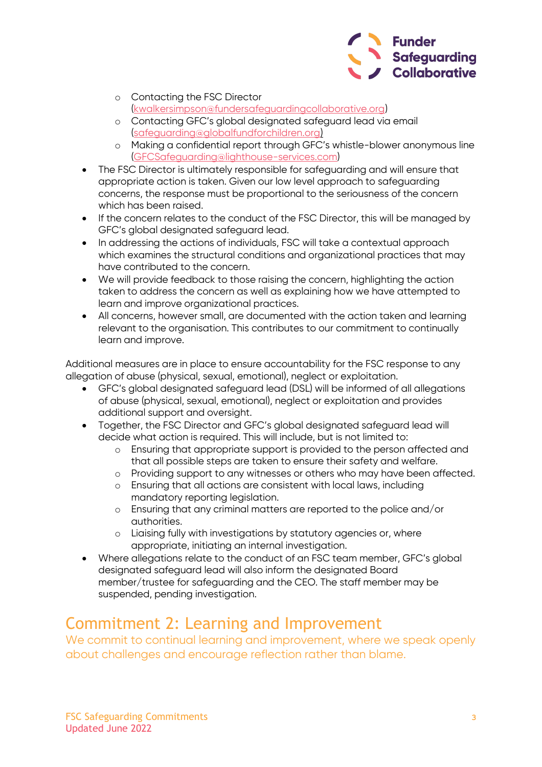- Contacting the FSC Director (kwalkersimpson@fundersafeguardingcollaborative.org)
    - Contacting GFC's global designated safeguard lead via email (safeguarding@globalfundforchildren.org)
    - Making a confidential report through GFC's whistle-blower anonymous line (GFCSafeguarding@lighthouse-services.com)
- The FSC Director is ultimately responsible for safeguarding and will ensure that appropriate action is taken. Given our low level approach to safeguarding concerns, the response must be proportional to the seriousness of the concern which has been raised.
- If the concern relates to the conduct of the FSC Director, this will be managed by GFC's global designated safeguard lead.
- In addressing the actions of individuals, FSC will take a contextual approach which examines the structural conditions and organizational practices that may have contributed to the concern.
- We will provide feedback to those raising the concern, highlighting the action taken to address the concern as well as explaining how we have attempted to learn and improve organizational practices.
- All concerns, however small, are documented with the action taken and learning relevant to the organisation. This contributes to our commitment to continually learn and improve.

Additional measures are in place to ensure accountability for the FSC response to any allegation of abuse (physical, sexual, emotional), neglect or exploitation.

- GFC's global designated safeguard lead (DSL) will be informed of all allegations of abuse (physical, sexual, emotional), neglect or exploitation and provides additional support and oversight.
- Together, the FSC Director and GFC's global designated safeguard lead will decide what action is required. This will include, but is not limited to:
    - Ensuring that appropriate support is provided to the person affected and that all possible steps are taken to ensure their safety and welfare.
    - Providing support to any witnesses or others who may have been affected.
    - Ensuring that all actions are consistent with local laws, including mandatory reporting legislation.
    - Ensuring that any criminal matters are reported to the police and/or authorities.
    - Liaising fully with investigations by statutory agencies or, where appropriate, initiating an internal investigation.
- Where allegations relate to the conduct of an FSC team member, GFC's global designated safeguard lead will also inform the designated Board member/trustee for safeguarding and the CEO. The staff member may be suspended, pending investigation.

## Commitment 2: Learning and Improvement

We commit to continual learning and improvement, where we speak openly about challenges and encourage reflection rather than blame.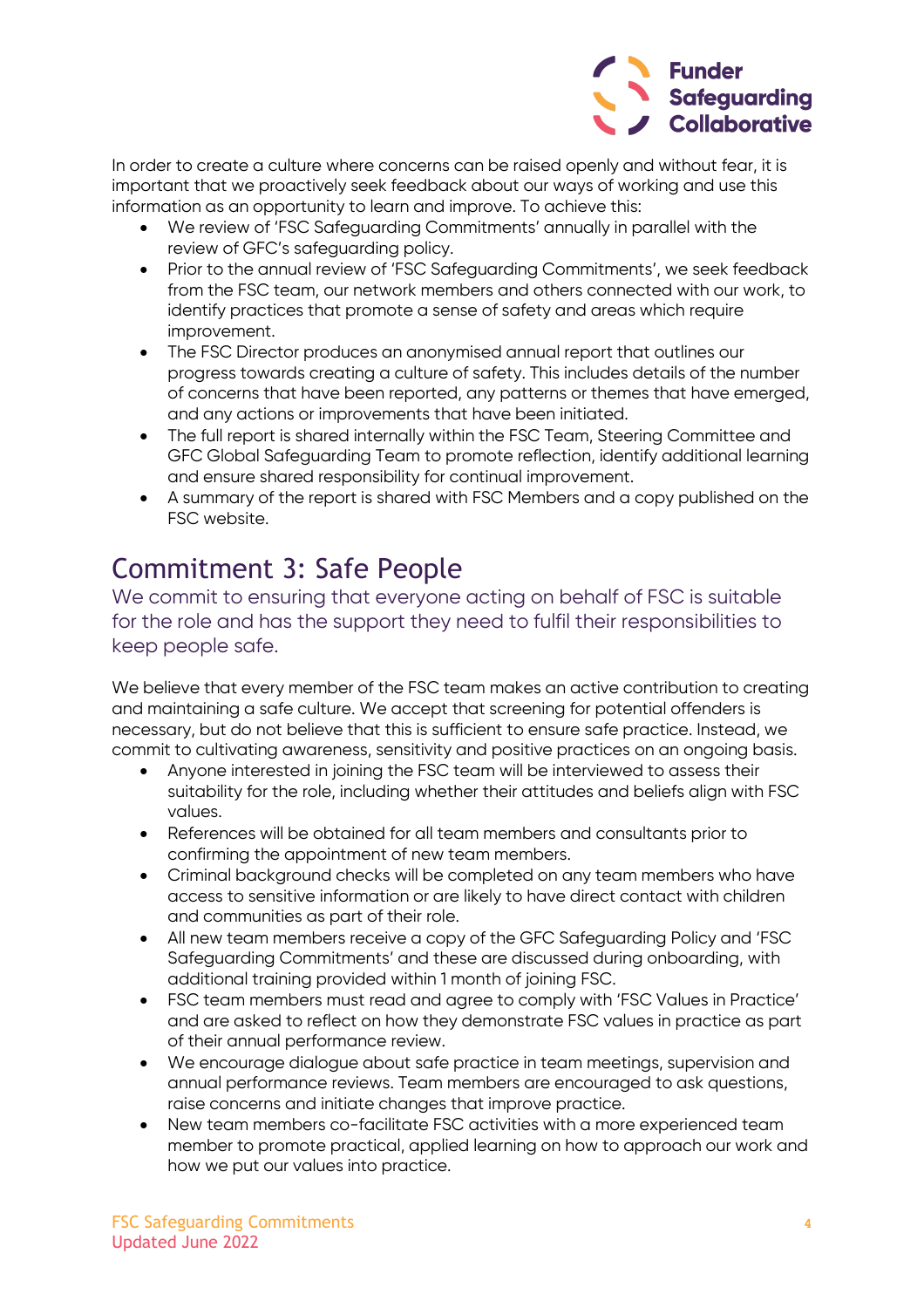In order to create a culture where concerns can be raised openly and without fear, it is important that we proactively seek feedback about our ways of working and use this information as an opportunity to learn and improve. To achieve this:

- We review of 'FSC Safeguarding Commitments' annually in parallel with the review of GFC's safeguarding policy.
- Prior to the annual review of 'FSC Safeguarding Commitments', we seek feedback from the FSC team, our network members and others connected with our work, to identify practices that promote a sense of safety and areas which require improvement.
- The FSC Director produces an anonymised annual report that outlines our progress towards creating a culture of safety. This includes details of the number of concerns that have been reported, any patterns or themes that have emerged, and any actions or improvements that have been initiated.
- The full report is shared internally within the FSC Team, Steering Committee and GFC Global Safeguarding Team to promote reflection, identify additional learning and ensure shared responsibility for continual improvement.
- A summary of the report is shared with FSC Members and a copy published on the FSC website.

## Commitment 3: Safe People

### We commit to ensuring that everyone acting on behalf of FSC is suitable for the role and has the support they need to fulfil their responsibilities to keep people safe.

We believe that every member of the FSC team makes an active contribution to creating and maintaining a safe culture. We accept that screening for potential offenders is necessary, but do not believe that this is sufficient to ensure safe practice. Instead, we commit to cultivating awareness, sensitivity and positive practices on an ongoing basis.

- Anyone interested in joining the FSC team will be interviewed to assess their suitability for the role, including whether their attitudes and beliefs align with FSC values.
- References will be obtained for all team members and consultants prior to confirming the appointment of new team members.
- Criminal background checks will be completed on any team members who have access to sensitive information or are likely to have direct contact with children and communities as part of their role.
- All new team members receive a copy of the GFC Safeguarding Policy and 'FSC Safeguarding Commitments' and these are discussed during onboarding, with additional training provided within 1 month of joining FSC.
- FSC team members must read and agree to comply with 'FSC Values in Practice' and are asked to reflect on how they demonstrate FSC values in practice as part of their annual performance review.
- We encourage dialogue about safe practice in team meetings, supervision and annual performance reviews. Team members are encouraged to ask questions, raise concerns and initiate changes that improve practice.
- New team members co-facilitate FSC activities with a more experienced team member to promote practical, applied learning on how to approach our work and how we put our values into practice.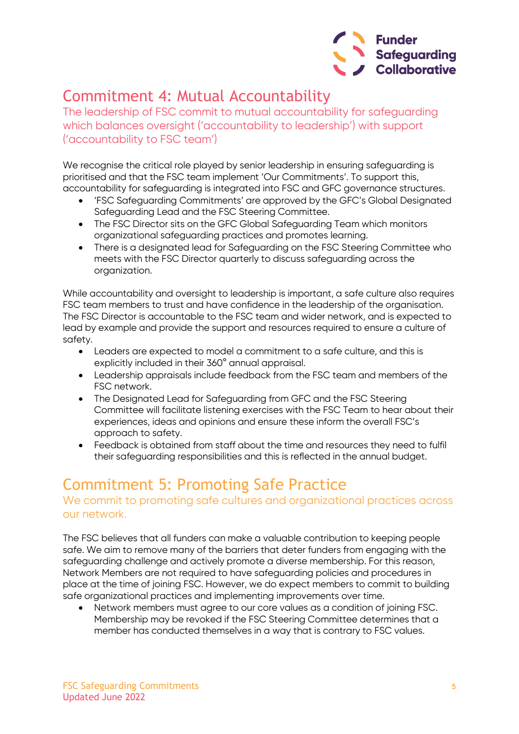## Commitment 4: Mutual Accountability

The leadership of FSC commit to mutual accountability for safeguarding which balances oversight ('accountability to leadership') with support ('accountability to FSC team')

We recognise the critical role played by senior leadership in ensuring safeguarding is prioritised and that the FSC team implement 'Our Commitments'. To support this, accountability for safeguarding is integrated into FSC and GFC governance structures.

- 'FSC Safeguarding Commitments' are approved by the GFC's Global Designated Safeguarding Lead and the FSC Steering Committee.
- The FSC Director sits on the GFC Global Safeguarding Team which monitors organizational safeguarding practices and promotes learning.
- There is a designated lead for Safeguarding on the FSC Steering Committee who meets with the FSC Director quarterly to discuss safeguarding across the organization.

While accountability and oversight to leadership is important, a safe culture also requires FSC team members to trust and have confidence in the leadership of the organisation. The FSC Director is accountable to the FSC team and wider network, and is expected to lead by example and provide the support and resources required to ensure a culture of safety.

- Leaders are expected to model a commitment to a safe culture, and this is explicitly included in their 360° annual appraisal.
- Leadership appraisals include feedback from the FSC team and members of the FSC network.
- The Designated Lead for Safeguarding from GFC and the FSC Steering Committee will facilitate listening exercises with the FSC Team to hear about their experiences, ideas and opinions and ensure these inform the overall FSC's approach to safety.
- Feedback is obtained from staff about the time and resources they need to fulfil their safeguarding responsibilities and this is reflected in the annual budget.

## Commitment 5: Promoting Safe Practice

We commit to promoting safe cultures and organizational practices across our network.

The FSC believes that all funders can make a valuable contribution to keeping people safe. We aim to remove many of the barriers that deter funders from engaging with the safeguarding challenge and actively promote a diverse membership. For this reason, Network Members are not required to have safeguarding policies and procedures in place at the time of joining FSC. However, we do expect members to commit to building safe organizational practices and implementing improvements over time.

- Network members must agree to our core values as a condition of joining FSC. Membership may be revoked if the FSC Steering Committee determines that a member has conducted themselves in a way that is contrary to FSC values.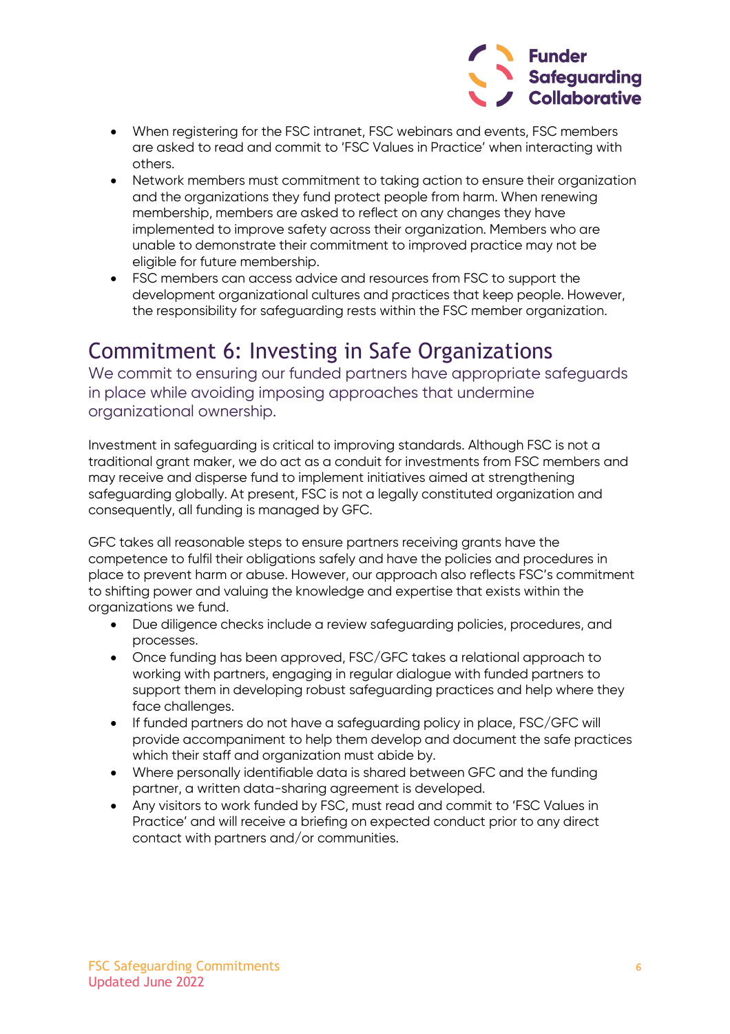- When registering for the FSC intranet, FSC webinars and events, FSC members are asked to read and commit to 'FSC Values in Practice' when interacting with others.
- Network members must commitment to taking action to ensure their organization and the organizations they fund protect people from harm. When renewing membership, members are asked to reflect on any changes they have implemented to improve safety across their organization. Members who are unable to demonstrate their commitment to improved practice may not be eligible for future membership.
- FSC members can access advice and resources from FSC to support the development organizational cultures and practices that keep people. However, the responsibility for safeguarding rests within the FSC member organization.

## Commitment 6: Investing in Safe Organizations

### We commit to ensuring our funded partners have appropriate safeguards in place while avoiding imposing approaches that undermine organizational ownership.

Investment in safeguarding is critical to improving standards. Although FSC is not a traditional grant maker, we do act as a conduit for investments from FSC members and may receive and disperse fund to implement initiatives aimed at strengthening safeguarding globally. At present, FSC is not a legally constituted organization and consequently, all funding is managed by GFC.

GFC takes all reasonable steps to ensure partners receiving grants have the competence to fulfil their obligations safely and have the policies and procedures in place to prevent harm or abuse. However, our approach also reflects FSC's commitment to shifting power and valuing the knowledge and expertise that exists within the organizations we fund.

- Due diligence checks include a review safeguarding policies, procedures, and processes.
- Once funding has been approved, FSC/GFC takes a relational approach to working with partners, engaging in regular dialogue with funded partners to support them in developing robust safeguarding practices and help where they face challenges.
- If funded partners do not have a safeguarding policy in place, FSC/GFC will provide accompaniment to help them develop and document the safe practices which their staff and organization must abide by.
- Where personally identifiable data is shared between GFC and the funding partner, a written data-sharing agreement is developed.
- Any visitors to work funded by FSC, must read and commit to 'FSC Values in Practice' and will receive a briefing on expected conduct prior to any direct contact with partners and/or communities.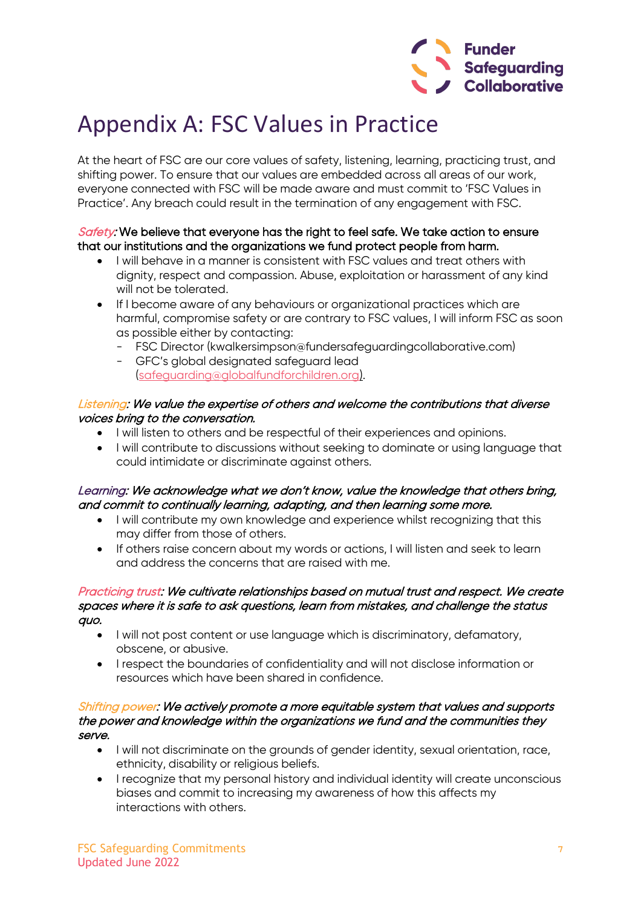# Appendix A: FSC Values in Practice

At the heart of FSC are our core values of safety, listening, learning, practicing trust, and shifting power. To ensure that our values are embedded across all areas of our work, everyone connected with FSC will be made aware and must commit to 'FSC Values in Practice'. Any breach could result in the termination of any engagement with FSC.

*Safety*: We believe that everyone has the right to feel safe. We take action to ensure that our institutions and the organizations we fund protect people from harm.

- I will behave in a manner is consistent with FSC values and treat others with dignity, respect and compassion. Abuse, exploitation or harassment of any kind will not be tolerated.
- If I become aware of any behaviours or organizational practices which are harmful, compromise safety or are contrary to FSC values, I will inform FSC as soon as possible either by contacting:
  - FSC Director (kwalkersimpson@fundersafeguardingcollaborative.com)
  - GFC's global designated safeguard lead (safeguarding@globalfundforchildren.org).

*Listening: We value the expertise of others and welcome the contributions that diverse voices bring to the conversation.*

- I will listen to others and be respectful of their experiences and opinions.
- I will contribute to discussions without seeking to dominate or using language that could intimidate or discriminate against others.

*Learning: We acknowledge what we don't know, value the knowledge that others bring, and commit to continually learning, adapting, and then learning some more.*

- I will contribute my own knowledge and experience whilst recognizing that this may differ from those of others.
- If others raise concern about my words or actions, I will listen and seek to learn and address the concerns that are raised with me.

*Practicing trust: We cultivate relationships based on mutual trust and respect. We create spaces where it is safe to ask questions, learn from mistakes, and challenge the status quo.*

- I will not post content or use language which is discriminatory, defamatory, obscene, or abusive.
- I respect the boundaries of confidentiality and will not disclose information or resources which have been shared in confidence.

*Shifting power: We actively promote a more equitable system that values and supports the power and knowledge within the organizations we fund and the communities they serve.*

- I will not discriminate on the grounds of gender identity, sexual orientation, race, ethnicity, disability or religious beliefs.
- I recognize that my personal history and individual identity will create unconscious biases and commit to increasing my awareness of how this affects my interactions with others.